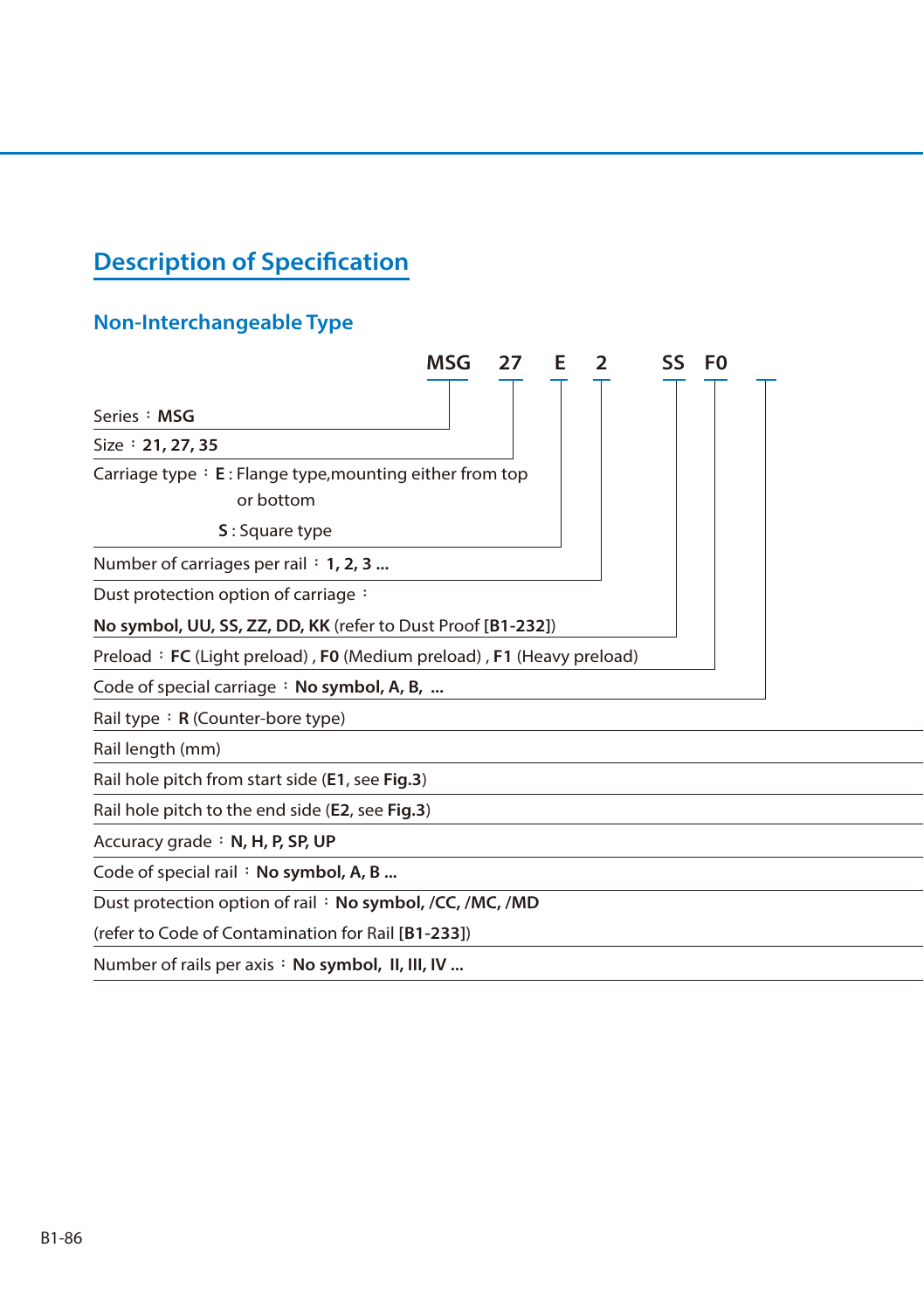## Description of Specification

### Non-Interchangeable Type

**MSG 27 E 2 SS F0 _**

- Series : **MSG**
- Size : **21, 27, 35**
- Carriage type : **E** : Flange type,mounting either from top or bottom
  **S** : Square type
- Number of carriages per rail : **1, 2, 3 ...**
- Dust protection option of carriage :
  **No symbol, UU, SS, ZZ, DD, KK** (refer to Dust Proof **[B1-232]**)
- Preload : **FC** (Light preload) , **F0** (Medium preload) , **F1** (Heavy preload)
- Code of special carriage : **No symbol, A, B, ...**
- Rail type : **R** (Counter-bore type)
- Rail length (mm)
- Rail hole pitch from start side (**E1**, see **Fig.3**)
- Rail hole pitch to the end side (**E2**, see **Fig.3**)
- Accuracy grade : **N, H, P, SP, UP**
- Code of special rail : **No symbol, A, B ...**
- Dust protection option of rail : **No symbol, /CC, /MC, /MD**
  (refer to Code of Contamination for Rail **[B1-233]**)
- Number of rails per axis : **No symbol, II, III, IV ...**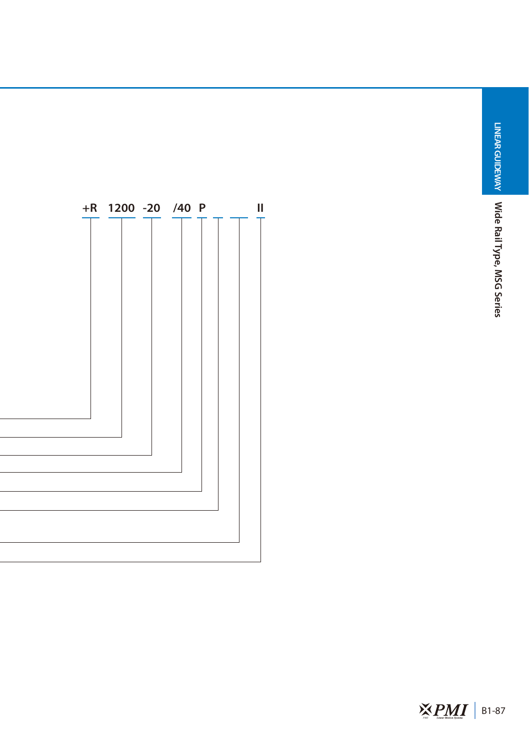+R 1200 -20 /40 P II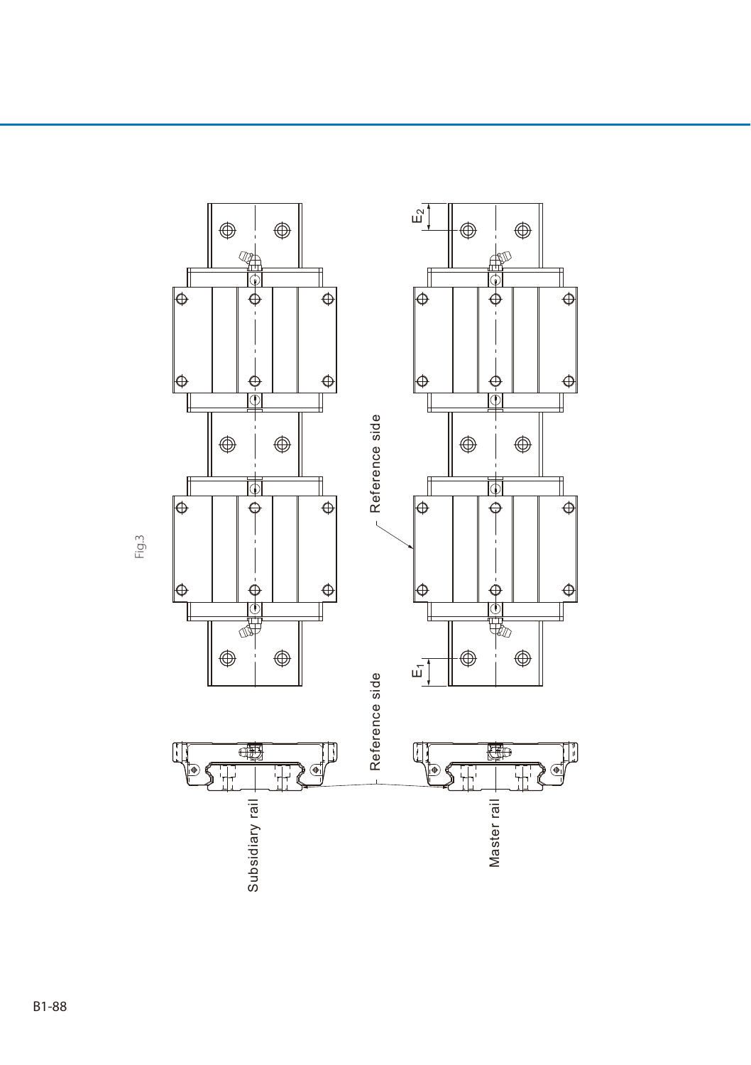Fig.3

Subsidiary rail

Master rail

Reference side

Reference side

$E_1$

$E_2$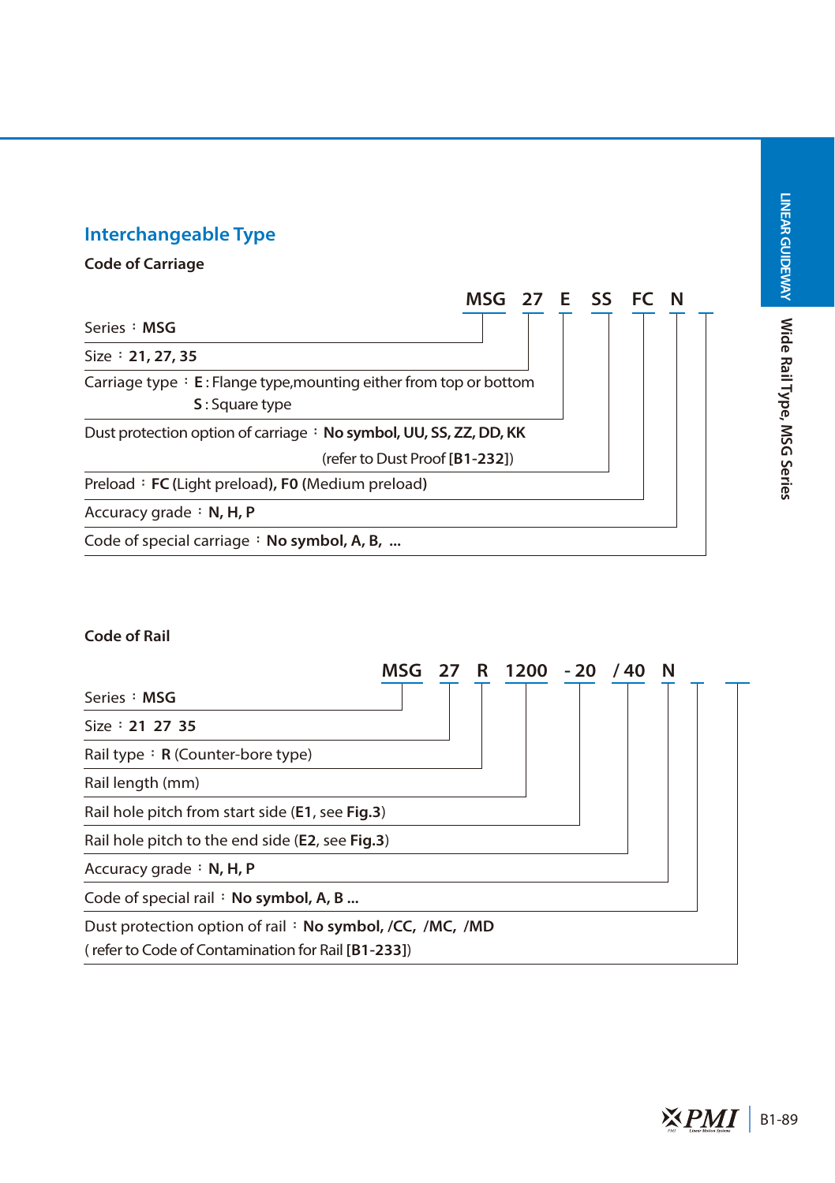## Interchangeable Type

### Code of Carriage

**MSG 27 E SS FC N _**

Series：**MSG**

Size：**21, 27, 35**

Carriage type：**E** : Flange type,mounting either from top or bottom
**S** : Square type

Dust protection option of carriage：**No symbol, UU, SS, ZZ, DD, KK**
(refer to Dust Proof **[B1-232]**)

Preload：**FC** (Light preload), **F0** (Medium preload)

Accuracy grade：**N, H, P**

Code of special carriage：**No symbol, A, B, ...**

### Code of Rail

**MSG 27 R 1200 - 20 / 40 N _ _**

Series：**MSG**

Size：**21 27 35**

Rail type：**R** (Counter-bore type)

Rail length (mm)

Rail hole pitch from start side (**E1**, see **Fig.3**)

Rail hole pitch to the end side (**E2**, see **Fig.3**)

Accuracy grade：**N, H, P**

Code of special rail：**No symbol, A, B ...**

Dust protection option of rail：**No symbol, /CC, /MC, /MD**
( refer to Code of Contamination for Rail **[B1-233]**)